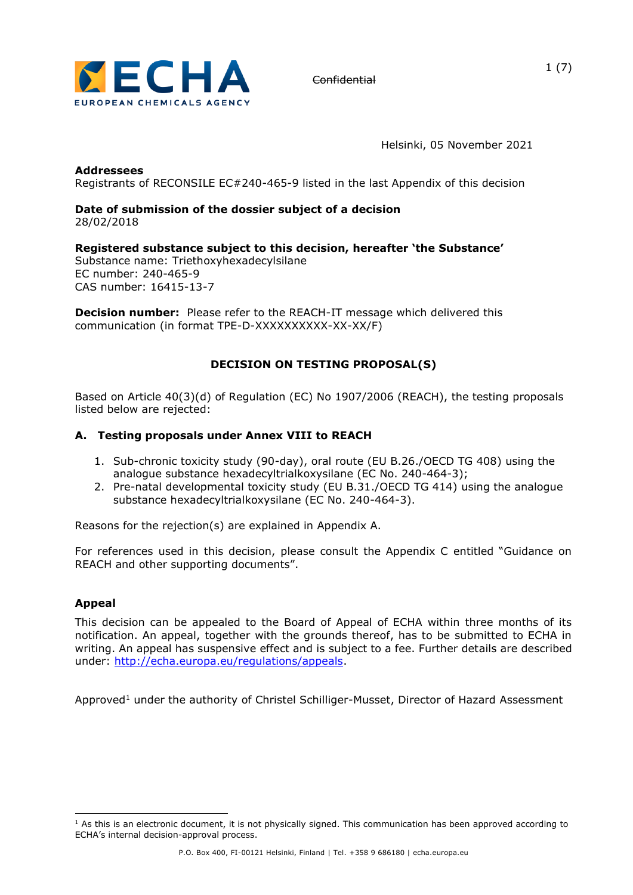~~Confidential~~

Helsinki, 05 November 2021

**Addressees**
Registrants of RECONSILE EC#240-465-9 listed in the last Appendix of this decision

**Date of submission of the dossier subject of a decision**
28/02/2018

**Registered substance subject to this decision, hereafter 'the Substance'**
Substance name: Triethoxyhexadecylsilane
EC number: 240-465-9
CAS number: 16415-13-7

**Decision number:** Please refer to the REACH-IT message which delivered this communication (in format TPE-D-XXXXXXXXXX-XX-XX/F)

## DECISION ON TESTING PROPOSAL(S)

Based on Article 40(3)(d) of Regulation (EC) No 1907/2006 (REACH), the testing proposals listed below are rejected:

### A. Testing proposals under Annex VIII to REACH

1. Sub-chronic toxicity study (90-day), oral route (EU B.26./OECD TG 408) using the analogue substance hexadecyltrialkoxysilane (EC No. 240-464-3);
2. Pre-natal developmental toxicity study (EU B.31./OECD TG 414) using the analogue substance hexadecyltrialkoxysilane (EC No. 240-464-3).

Reasons for the rejection(s) are explained in Appendix A.

For references used in this decision, please consult the Appendix C entitled "Guidance on REACH and other supporting documents".

### Appeal

This decision can be appealed to the Board of Appeal of ECHA within three months of its notification. An appeal, together with the grounds thereof, has to be submitted to ECHA in writing. An appeal has suspensive effect and is subject to a fee. Further details are described under: http://echa.europa.eu/regulations/appeals.

Approved[1] under the authority of Christel Schilliger-Musset, Director of Hazard Assessment

[1] As this is an electronic document, it is not physically signed. This communication has been approved according to ECHA's internal decision-approval process.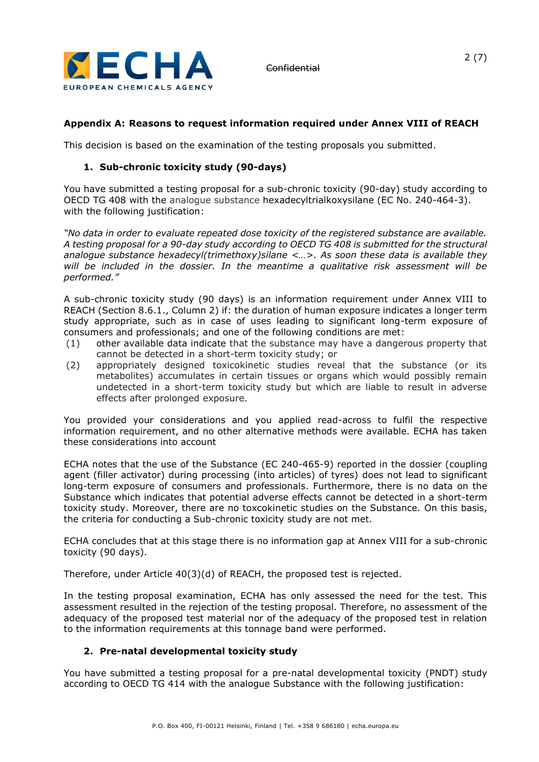## Appendix A: Reasons to request information required under Annex VIII of REACH

This decision is based on the examination of the testing proposals you submitted.

### 1. Sub-chronic toxicity study (90-days)

You have submitted a testing proposal for a sub-chronic toxicity (90-day) study according to OECD TG 408 with the analogue substance hexadecyltrialkoxysilane (EC No. 240-464-3). with the following justification:

*"No data in order to evaluate repeated dose toxicity of the registered substance are available. A testing proposal for a 90-day study according to OECD TG 408 is submitted for the structural analogue substance hexadecyl(trimethoxy)silane <…>. As soon these data is available they will be included in the dossier. In the meantime a qualitative risk assessment will be performed."*

A sub-chronic toxicity study (90 days) is an information requirement under Annex VIII to REACH (Section 8.6.1., Column 2) if: the duration of human exposure indicates a longer term study appropriate, such as in case of uses leading to significant long-term exposure of consumers and professionals; and one of the following conditions are met:

(1) other available data indicate that the substance may have a dangerous property that cannot be detected in a short-term toxicity study; or

(2) appropriately designed toxicokinetic studies reveal that the substance (or its metabolites) accumulates in certain tissues or organs which would possibly remain undetected in a short-term toxicity study but which are liable to result in adverse effects after prolonged exposure.

You provided your considerations and you applied read-across to fulfil the respective information requirement, and no other alternative methods were available. ECHA has taken these considerations into account

ECHA notes that the use of the Substance (EC 240-465-9) reported in the dossier (coupling agent (filler activator) during processing (into articles) of tyres) does not lead to significant long-term exposure of consumers and professionals. Furthermore, there is no data on the Substance which indicates that potential adverse effects cannot be detected in a short-term toxicity study. Moreover, there are no toxcokinetic studies on the Substance. On this basis, the criteria for conducting a Sub-chronic toxicity study are not met.

ECHA concludes that at this stage there is no information gap at Annex VIII for a sub-chronic toxicity (90 days).

Therefore, under Article 40(3)(d) of REACH, the proposed test is rejected.

In the testing proposal examination, ECHA has only assessed the need for the test. This assessment resulted in the rejection of the testing proposal. Therefore, no assessment of the adequacy of the proposed test material nor of the adequacy of the proposed test in relation to the information requirements at this tonnage band were performed.

### 2. Pre-natal developmental toxicity study

You have submitted a testing proposal for a pre-natal developmental toxicity (PNDT) study according to OECD TG 414 with the analogue Substance with the following justification: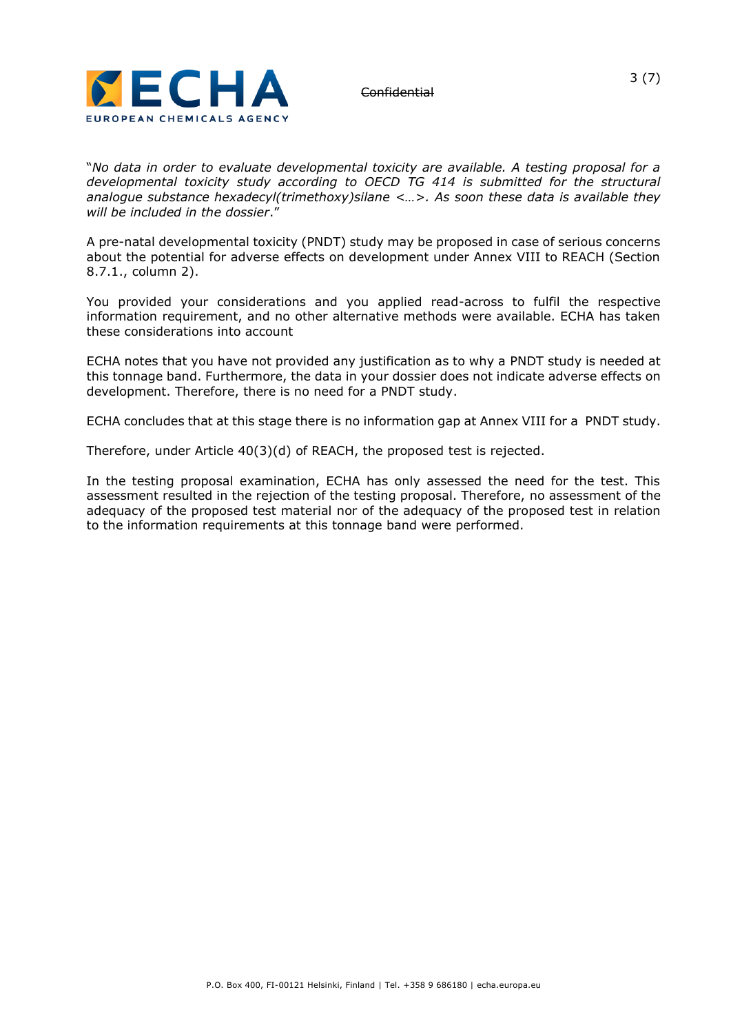"*No data in order to evaluate developmental toxicity are available. A testing proposal for a developmental toxicity study according to OECD TG 414 is submitted for the structural analogue substance hexadecyl(trimethoxy)silane <…>. As soon these data is available they will be included in the dossier*."

A pre-natal developmental toxicity (PNDT) study may be proposed in case of serious concerns about the potential for adverse effects on development under Annex VIII to REACH (Section 8.7.1., column 2).

You provided your considerations and you applied read-across to fulfil the respective information requirement, and no other alternative methods were available. ECHA has taken these considerations into account

ECHA notes that you have not provided any justification as to why a PNDT study is needed at this tonnage band. Furthermore, the data in your dossier does not indicate adverse effects on development. Therefore, there is no need for a PNDT study.

ECHA concludes that at this stage there is no information gap at Annex VIII for a PNDT study.

Therefore, under Article 40(3)(d) of REACH, the proposed test is rejected.

In the testing proposal examination, ECHA has only assessed the need for the test. This assessment resulted in the rejection of the testing proposal. Therefore, no assessment of the adequacy of the proposed test material nor of the adequacy of the proposed test in relation to the information requirements at this tonnage band were performed.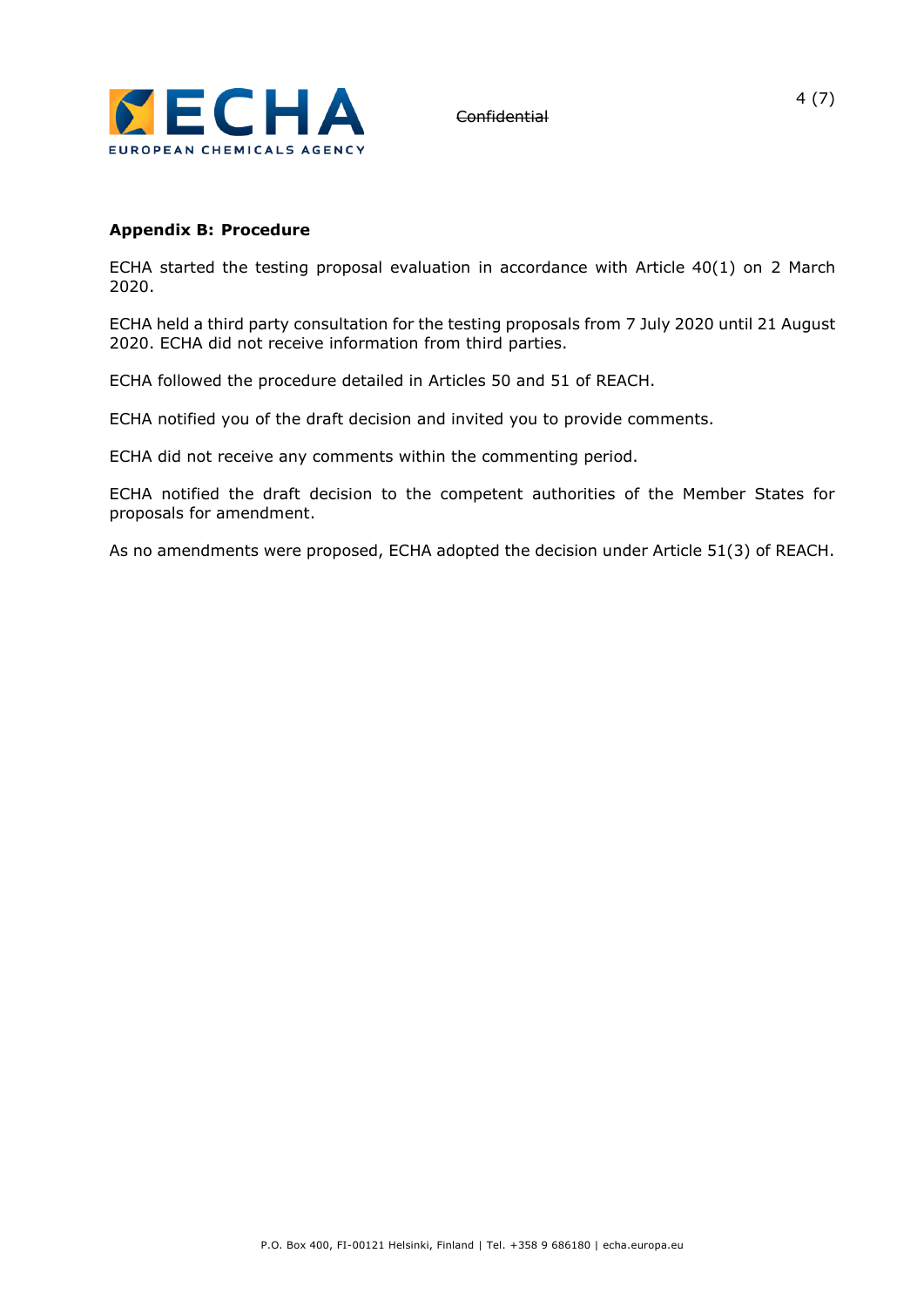**Appendix B: Procedure**

ECHA started the testing proposal evaluation in accordance with Article 40(1) on 2 March 2020.

ECHA held a third party consultation for the testing proposals from 7 July 2020 until 21 August 2020. ECHA did not receive information from third parties.

ECHA followed the procedure detailed in Articles 50 and 51 of REACH.

ECHA notified you of the draft decision and invited you to provide comments.

ECHA did not receive any comments within the commenting period.

ECHA notified the draft decision to the competent authorities of the Member States for proposals for amendment.

As no amendments were proposed, ECHA adopted the decision under Article 51(3) of REACH.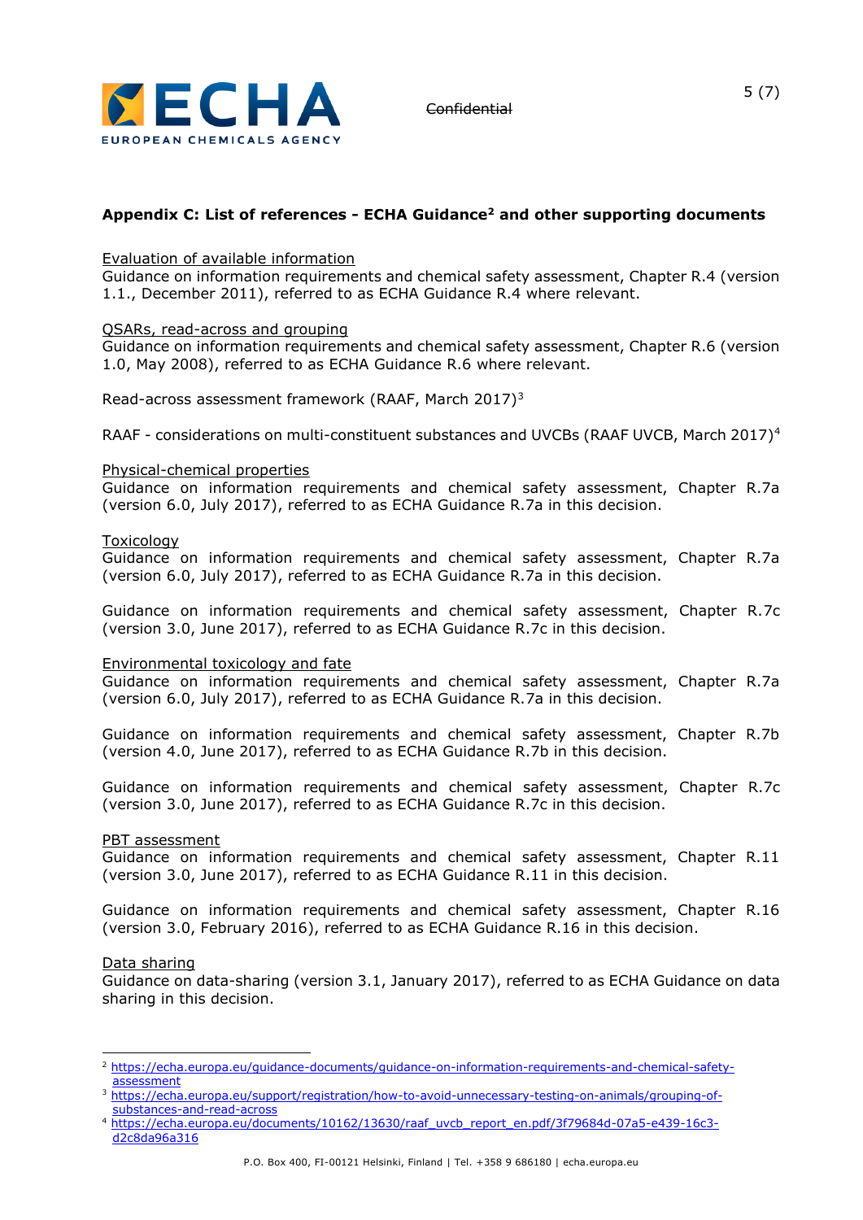**Appendix C: List of references - ECHA Guidance[2] and other supporting documents**

Evaluation of available information
Guidance on information requirements and chemical safety assessment, Chapter R.4 (version 1.1., December 2011), referred to as ECHA Guidance R.4 where relevant.

QSARs, read-across and grouping
Guidance on information requirements and chemical safety assessment, Chapter R.6 (version 1.0, May 2008), referred to as ECHA Guidance R.6 where relevant.

Read-across assessment framework (RAAF, March 2017)[3]

RAAF - considerations on multi-constituent substances and UVCBs (RAAF UVCB, March 2017)[4]

Physical-chemical properties
Guidance on information requirements and chemical safety assessment, Chapter R.7a (version 6.0, July 2017), referred to as ECHA Guidance R.7a in this decision.

Toxicology
Guidance on information requirements and chemical safety assessment, Chapter R.7a (version 6.0, July 2017), referred to as ECHA Guidance R.7a in this decision.

Guidance on information requirements and chemical safety assessment, Chapter R.7c (version 3.0, June 2017), referred to as ECHA Guidance R.7c in this decision.

Environmental toxicology and fate
Guidance on information requirements and chemical safety assessment, Chapter R.7a (version 6.0, July 2017), referred to as ECHA Guidance R.7a in this decision.

Guidance on information requirements and chemical safety assessment, Chapter R.7b (version 4.0, June 2017), referred to as ECHA Guidance R.7b in this decision.

Guidance on information requirements and chemical safety assessment, Chapter R.7c (version 3.0, June 2017), referred to as ECHA Guidance R.7c in this decision.

PBT assessment
Guidance on information requirements and chemical safety assessment, Chapter R.11 (version 3.0, June 2017), referred to as ECHA Guidance R.11 in this decision.

Guidance on information requirements and chemical safety assessment, Chapter R.16 (version 3.0, February 2016), referred to as ECHA Guidance R.16 in this decision.

Data sharing
Guidance on data-sharing (version 3.1, January 2017), referred to as ECHA Guidance on data sharing in this decision.

---

[2] https://echa.europa.eu/guidance-documents/guidance-on-information-requirements-and-chemical-safety-assessment

[3] https://echa.europa.eu/support/registration/how-to-avoid-unnecessary-testing-on-animals/grouping-of-substances-and-read-across

[4] https://echa.europa.eu/documents/10162/13630/raaf_uvcb_report_en.pdf/3f79684d-07a5-e439-16c3-d2c8da96a316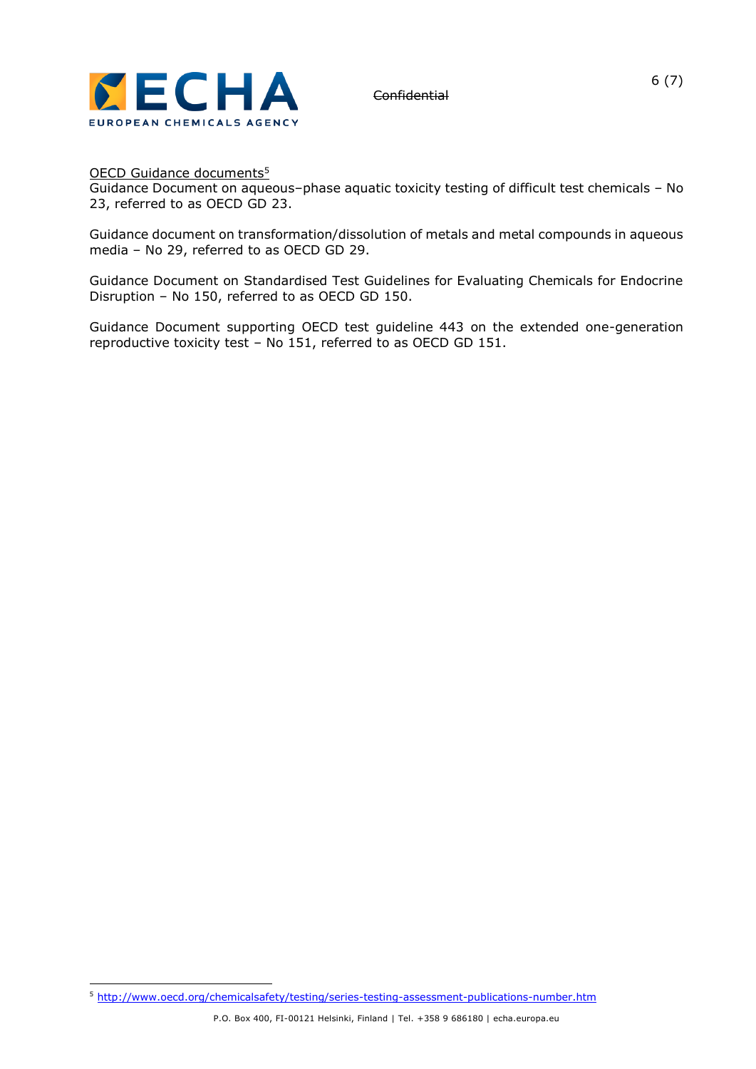<u>OECD Guidance documents</u>[5]

Guidance Document on aqueous–phase aquatic toxicity testing of difficult test chemicals – No 23, referred to as OECD GD 23.

Guidance document on transformation/dissolution of metals and metal compounds in aqueous media – No 29, referred to as OECD GD 29.

Guidance Document on Standardised Test Guidelines for Evaluating Chemicals for Endocrine Disruption – No 150, referred to as OECD GD 150.

Guidance Document supporting OECD test guideline 443 on the extended one-generation reproductive toxicity test – No 151, referred to as OECD GD 151.

---

[5] http://www.oecd.org/chemicalsafety/testing/series-testing-assessment-publications-number.htm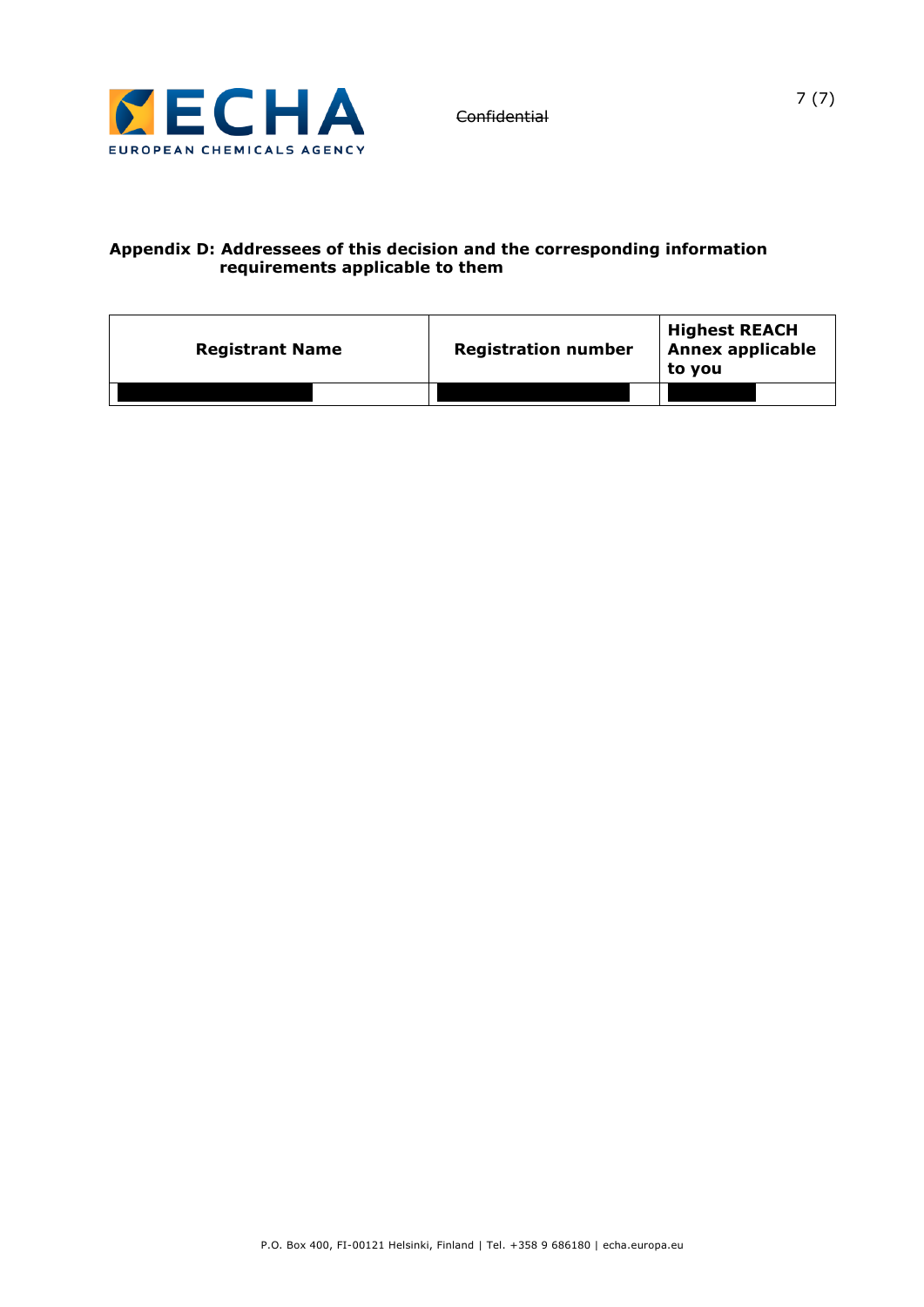**Appendix D: Addressees of this decision and the corresponding information requirements applicable to them**

| Registrant Name | Registration number | Highest REACH Annex applicable to you |
|---|---|---|
| | | |